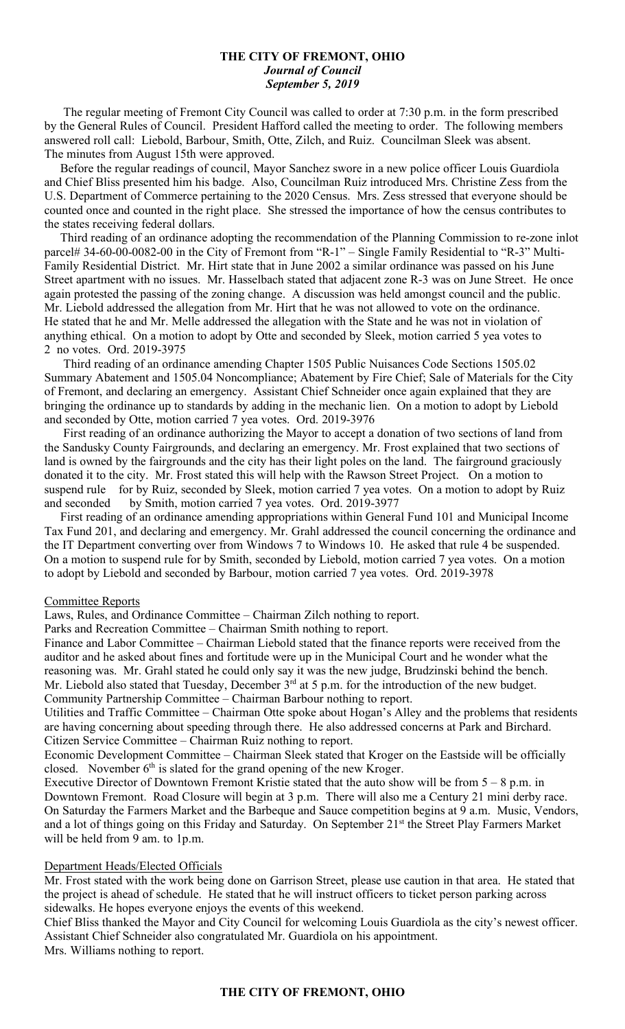# THE CITY OF FREMONT, OHIO

***Journal of Council***

***September 5, 2019***

The regular meeting of Fremont City Council was called to order at 7:30 p.m. in the form prescribed by the General Rules of Council. President Hafford called the meeting to order. The following members answered roll call: Liebold, Barbour, Smith, Otte, Zilch, and Ruiz. Councilman Sleek was absent. The minutes from August 15th were approved.

Before the regular readings of council, Mayor Sanchez swore in a new police officer Louis Guardiola and Chief Bliss presented him his badge. Also, Councilman Ruiz introduced Mrs. Christine Zess from the U.S. Department of Commerce pertaining to the 2020 Census. Mrs. Zess stressed that everyone should be counted once and counted in the right place. She stressed the importance of how the census contributes to the states receiving federal dollars.

Third reading of an ordinance adopting the recommendation of the Planning Commission to re-zone inlot parcel# 34-60-00-0082-00 in the City of Fremont from "R-1" – Single Family Residential to "R-3" Multi-Family Residential District. Mr. Hirt state that in June 2002 a similar ordinance was passed on his June Street apartment with no issues. Mr. Hasselbach stated that adjacent zone R-3 was on June Street. He once again protested the passing of the zoning change. A discussion was held amongst council and the public. Mr. Liebold addressed the allegation from Mr. Hirt that he was not allowed to vote on the ordinance. He stated that he and Mr. Melle addressed the allegation with the State and he was not in violation of anything ethical. On a motion to adopt by Otte and seconded by Sleek, motion carried 5 yea votes to 2 no votes. Ord. 2019-3975

Third reading of an ordinance amending Chapter 1505 Public Nuisances Code Sections 1505.02 Summary Abatement and 1505.04 Noncompliance; Abatement by Fire Chief; Sale of Materials for the City of Fremont, and declaring an emergency. Assistant Chief Schneider once again explained that they are bringing the ordinance up to standards by adding in the mechanic lien. On a motion to adopt by Liebold and seconded by Otte, motion carried 7 yea votes. Ord. 2019-3976

First reading of an ordinance authorizing the Mayor to accept a donation of two sections of land from the Sandusky County Fairgrounds, and declaring an emergency. Mr. Frost explained that two sections of land is owned by the fairgrounds and the city has their light poles on the land. The fairground graciously donated it to the city. Mr. Frost stated this will help with the Rawson Street Project. On a motion to suspend rule for by Ruiz, seconded by Sleek, motion carried 7 yea votes. On a motion to adopt by Ruiz and seconded by Smith, motion carried 7 yea votes. Ord. 2019-3977

First reading of an ordinance amending appropriations within General Fund 101 and Municipal Income Tax Fund 201, and declaring and emergency. Mr. Grahl addressed the council concerning the ordinance and the IT Department converting over from Windows 7 to Windows 10. He asked that rule 4 be suspended. On a motion to suspend rule for by Smith, seconded by Liebold, motion carried 7 yea votes. On a motion to adopt by Liebold and seconded by Barbour, motion carried 7 yea votes. Ord. 2019-3978

## Committee Reports

Laws, Rules, and Ordinance Committee – Chairman Zilch nothing to report.

Parks and Recreation Committee – Chairman Smith nothing to report.

Finance and Labor Committee – Chairman Liebold stated that the finance reports were received from the auditor and he asked about fines and fortitude were up in the Municipal Court and he wonder what the reasoning was. Mr. Grahl stated he could only say it was the new judge, Brudzinski behind the bench. Mr. Liebold also stated that Tuesday, December 3rd at 5 p.m. for the introduction of the new budget.

Community Partnership Committee – Chairman Barbour nothing to report.

Utilities and Traffic Committee – Chairman Otte spoke about Hogan's Alley and the problems that residents are having concerning about speeding through there. He also addressed concerns at Park and Birchard.

Citizen Service Committee – Chairman Ruiz nothing to report.

Economic Development Committee – Chairman Sleek stated that Kroger on the Eastside will be officially closed. November 6th is slated for the grand opening of the new Kroger.

Executive Director of Downtown Fremont Kristie stated that the auto show will be from 5 – 8 p.m. in Downtown Fremont. Road Closure will begin at 3 p.m. There will also me a Century 21 mini derby race. On Saturday the Farmers Market and the Barbeque and Sauce competition begins at 9 a.m. Music, Vendors, and a lot of things going on this Friday and Saturday. On September 21st the Street Play Farmers Market will be held from 9 am. to 1p.m.

## Department Heads/Elected Officials

Mr. Frost stated with the work being done on Garrison Street, please use caution in that area. He stated that the project is ahead of schedule. He stated that he will instruct officers to ticket person parking across sidewalks. He hopes everyone enjoys the events of this weekend.

Chief Bliss thanked the Mayor and City Council for welcoming Louis Guardiola as the city's newest officer.

Assistant Chief Schneider also congratulated Mr. Guardiola on his appointment.

Mrs. Williams nothing to report.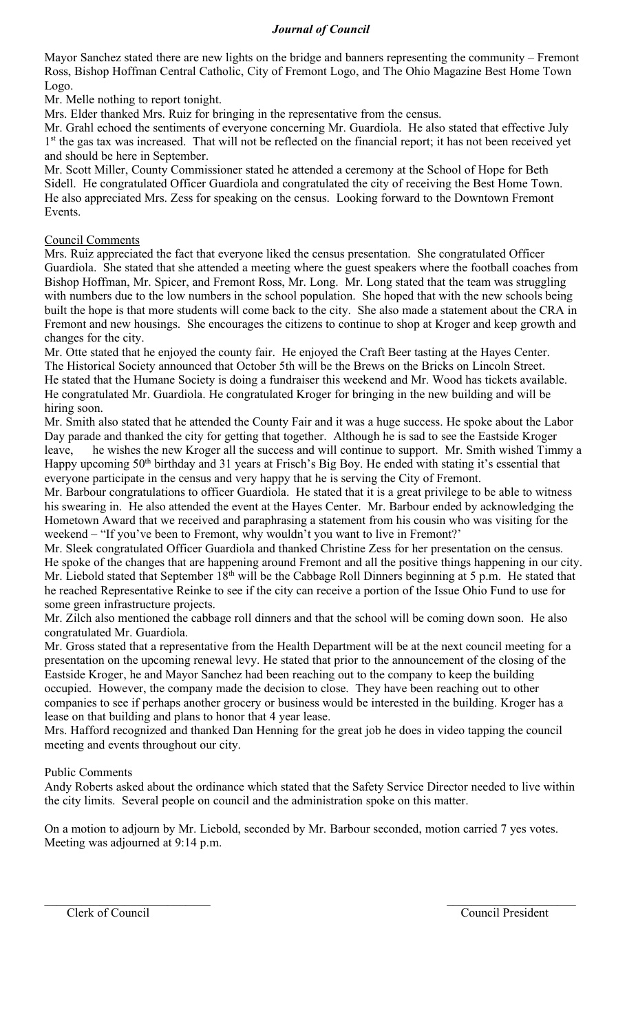Mayor Sanchez stated there are new lights on the bridge and banners representing the community – Fremont Ross, Bishop Hoffman Central Catholic, City of Fremont Logo, and The Ohio Magazine Best Home Town Logo.

Mr. Melle nothing to report tonight.

Mrs. Elder thanked Mrs. Ruiz for bringing in the representative from the census.

Mr. Grahl echoed the sentiments of everyone concerning Mr. Guardiola. He also stated that effective July 1st the gas tax was increased. That will not be reflected on the financial report; it has not been received yet and should be here in September.

Mr. Scott Miller, County Commissioner stated he attended a ceremony at the School of Hope for Beth Sidell. He congratulated Officer Guardiola and congratulated the city of receiving the Best Home Town. He also appreciated Mrs. Zess for speaking on the census. Looking forward to the Downtown Fremont Events.

Council Comments

Mrs. Ruiz appreciated the fact that everyone liked the census presentation. She congratulated Officer Guardiola. She stated that she attended a meeting where the guest speakers where the football coaches from Bishop Hoffman, Mr. Spicer, and Fremont Ross, Mr. Long. Mr. Long stated that the team was struggling with numbers due to the low numbers in the school population. She hoped that with the new schools being built the hope is that more students will come back to the city. She also made a statement about the CRA in Fremont and new housings. She encourages the citizens to continue to shop at Kroger and keep growth and changes for the city.

Mr. Otte stated that he enjoyed the county fair. He enjoyed the Craft Beer tasting at the Hayes Center. The Historical Society announced that October 5th will be the Brews on the Bricks on Lincoln Street. He stated that the Humane Society is doing a fundraiser this weekend and Mr. Wood has tickets available. He congratulated Mr. Guardiola. He congratulated Kroger for bringing in the new building and will be hiring soon.

Mr. Smith also stated that he attended the County Fair and it was a huge success. He spoke about the Labor Day parade and thanked the city for getting that together. Although he is sad to see the Eastside Kroger leave, he wishes the new Kroger all the success and will continue to support. Mr. Smith wished Timmy a Happy upcoming 50th birthday and 31 years at Frisch's Big Boy. He ended with stating it's essential that everyone participate in the census and very happy that he is serving the City of Fremont.

Mr. Barbour congratulations to officer Guardiola. He stated that it is a great privilege to be able to witness his swearing in. He also attended the event at the Hayes Center. Mr. Barbour ended by acknowledging the Hometown Award that we received and paraphrasing a statement from his cousin who was visiting for the weekend – "If you've been to Fremont, why wouldn't you want to live in Fremont?'

Mr. Sleek congratulated Officer Guardiola and thanked Christine Zess for her presentation on the census. He spoke of the changes that are happening around Fremont and all the positive things happening in our city.

Mr. Liebold stated that September 18th will be the Cabbage Roll Dinners beginning at 5 p.m. He stated that he reached Representative Reinke to see if the city can receive a portion of the Issue Ohio Fund to use for some green infrastructure projects.

Mr. Zilch also mentioned the cabbage roll dinners and that the school will be coming down soon. He also congratulated Mr. Guardiola.

Mr. Gross stated that a representative from the Health Department will be at the next council meeting for a presentation on the upcoming renewal levy. He stated that prior to the announcement of the closing of the Eastside Kroger, he and Mayor Sanchez had been reaching out to the company to keep the building occupied. However, the company made the decision to close. They have been reaching out to other companies to see if perhaps another grocery or business would be interested in the building. Kroger has a lease on that building and plans to honor that 4 year lease.

Mrs. Hafford recognized and thanked Dan Henning for the great job he does in video tapping the council meeting and events throughout our city.

Public Comments

Andy Roberts asked about the ordinance which stated that the Safety Service Director needed to live within the city limits. Several people on council and the administration spoke on this matter.

On a motion to adjourn by Mr. Liebold, seconded by Mr. Barbour seconded, motion carried 7 yes votes. Meeting was adjourned at 9:14 p.m.

\_\_\_\_\_\_\_\_\_\_\_\_\_\_\_\_\_\_\_\_\_\_\_\_\_\_\_\_ \_\_\_\_\_\_\_\_\_\_\_\_\_\_\_\_\_\_\_\_\_\_\_\_\_\_\_\_

Clerk of Council Council President